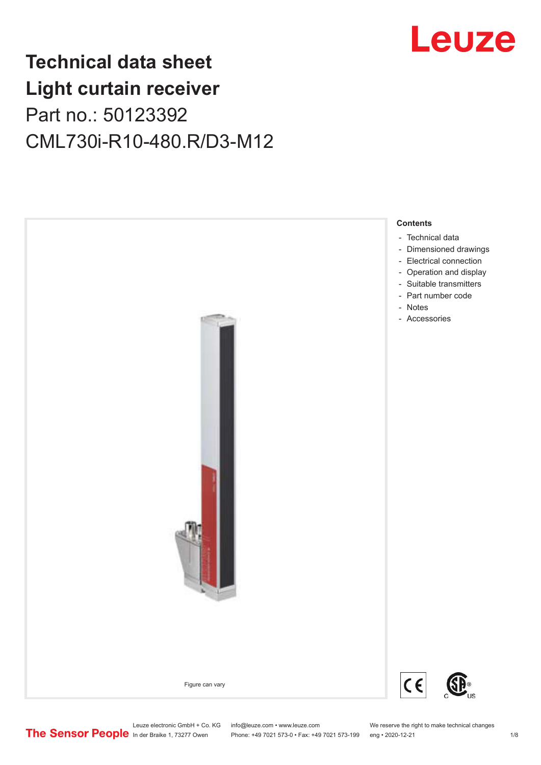Leuze

# Technical data sheet
# Light curtain receiver

Part no.: 50123392

CML730i-R10-480.R/D3-M12

Figure can vary

**Contents**

- Technical data
- Dimensioned drawings
- Electrical connection
- Operation and display
- Suitable transmitters
- Part number code
- Notes
- Accessories

The Sensor People

Leuze electronic GmbH + Co. KG
In der Braike 1, 73277 Owen

info@leuze.com • www.leuze.com
Phone: +49 7021 573-0 • Fax: +49 7021 573-199

We reserve the right to make technical changes
eng • 2020-12-21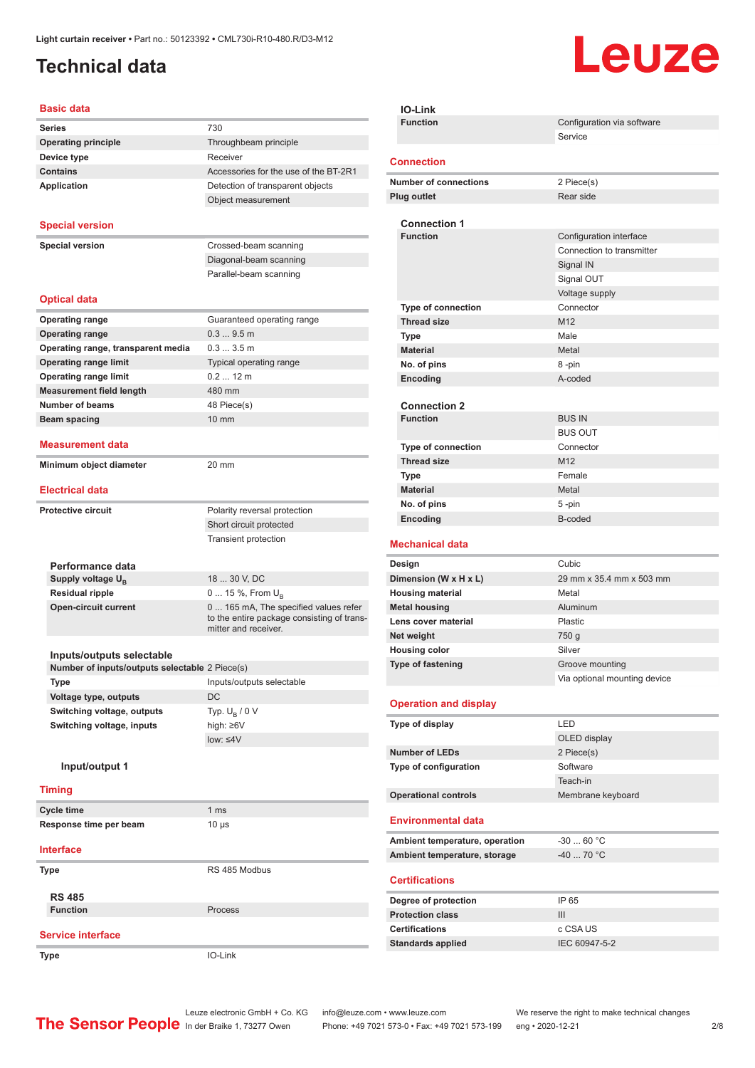Light curtain receiver • Part no.: 50123392 • CML730i-R10-480.R/D3-M12

# Technical data

## Basic data

| | |
|---|---|
| **Series** | 730 |
| **Operating principle** | Throughbeam principle |
| **Device type** | Receiver |
| **Contains** | Accessories for the use of the BT-2R1 |
| **Application** | Detection of transparent objects |
| | Object measurement |

## Special version

| | |
|---|---|
| **Special version** | Crossed-beam scanning |
| | Diagonal-beam scanning |
| | Parallel-beam scanning |

## Optical data

| | |
|---|---|
| **Operating range** | Guaranteed operating range |
| **Operating range** | 0.3 ... 9.5 m |
| **Operating range, transparent media** | 0.3 ... 3.5 m |
| **Operating range limit** | Typical operating range |
| **Operating range limit** | 0.2 ... 12 m |
| **Measurement field length** | 480 mm |
| **Number of beams** | 48 Piece(s) |
| **Beam spacing** | 10 mm |

## Measurement data

| | |
|---|---|
| **Minimum object diameter** | 20 mm |

## Electrical data

| | |
|---|---|
| **Protective circuit** | Polarity reversal protection |
| | Short circuit protected |
| | Transient protection |

### Performance data

| | |
|---|---|
| **Supply voltage $U_B$** | 18 ... 30 V, DC |
| **Residual ripple** | 0 ... 15 %, From $U_B$ |
| **Open-circuit current** | 0 ... 165 mA, The specified values refer to the entire package consisting of transmitter and receiver. |

### Inputs/outputs selectable

| | |
|---|---|
| **Number of inputs/outputs selectable** | 2 Piece(s) |
| **Type** | Inputs/outputs selectable |
| **Voltage type, outputs** | DC |
| **Switching voltage, outputs** | Typ. $U_B$ / 0 V |
| **Switching voltage, inputs** | high: ≥6V |
| | low: ≤4V |

#### Input/output 1

## Timing

| | |
|---|---|
| **Cycle time** | 1 ms |
| **Response time per beam** | 10 µs |

## Interface

| | |
|---|---|
| **Type** | RS 485 Modbus |

### RS 485

| | |
|---|---|
| **Function** | Process |

## Service interface

| | |
|---|---|
| **Type** | IO-Link |

### IO-Link

| | |
|---|---|
| **Function** | Configuration via software |
| | Service |

## Connection

| | |
|---|---|
| **Number of connections** | 2 Piece(s) |
| **Plug outlet** | Rear side |

### Connection 1

| | |
|---|---|
| **Function** | Configuration interface |
| | Connection to transmitter |
| | Signal IN |
| | Signal OUT |
| | Voltage supply |
| **Type of connection** | Connector |
| **Thread size** | M12 |
| **Type** | Male |
| **Material** | Metal |
| **No. of pins** | 8 -pin |
| **Encoding** | A-coded |

### Connection 2

| | |
|---|---|
| **Function** | BUS IN |
| | BUS OUT |
| **Type of connection** | Connector |
| **Thread size** | M12 |
| **Type** | Female |
| **Material** | Metal |
| **No. of pins** | 5 -pin |
| **Encoding** | B-coded |

## Mechanical data

| | |
|---|---|
| **Design** | Cubic |
| **Dimension (W x H x L)** | 29 mm x 35.4 mm x 503 mm |
| **Housing material** | Metal |
| **Metal housing** | Aluminum |
| **Lens cover material** | Plastic |
| **Net weight** | 750 g |
| **Housing color** | Silver |
| **Type of fastening** | Groove mounting |
| | Via optional mounting device |

## Operation and display

| | |
|---|---|
| **Type of display** | LED |
| | OLED display |
| **Number of LEDs** | 2 Piece(s) |
| **Type of configuration** | Software |
| | Teach-in |
| **Operational controls** | Membrane keyboard |

## Environmental data

| | |
|---|---|
| **Ambient temperature, operation** | -30 ... 60 °C |
| **Ambient temperature, storage** | -40 ... 70 °C |

## Certifications

| | |
|---|---|
| **Degree of protection** | IP 65 |
| **Protection class** | III |
| **Certifications** | c CSA US |
| **Standards applied** | IEC 60947-5-2 |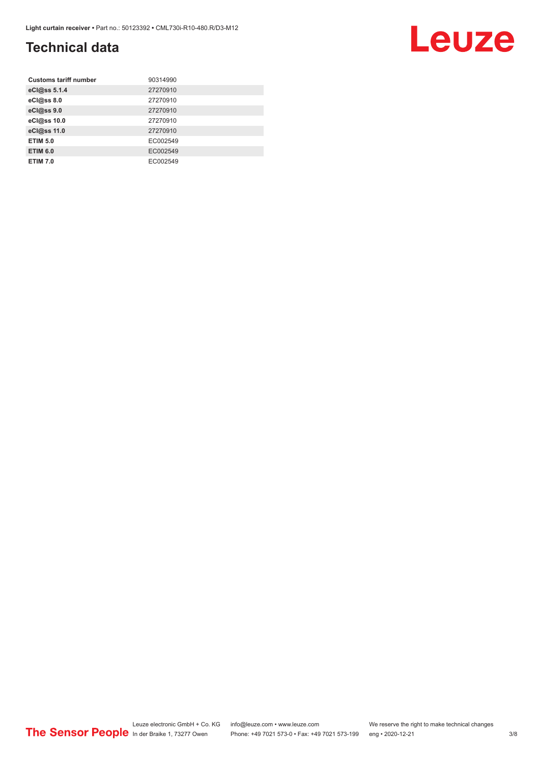## Technical data

| | |
|---|---|
| **Customs tariff number** | 90314990 |
| **eCl@ss 5.1.4** | 27270910 |
| **eCl@ss 8.0** | 27270910 |
| **eCl@ss 9.0** | 27270910 |
| **eCl@ss 10.0** | 27270910 |
| **eCl@ss 11.0** | 27270910 |
| **ETIM 5.0** | EC002549 |
| **ETIM 6.0** | EC002549 |
| **ETIM 7.0** | EC002549 |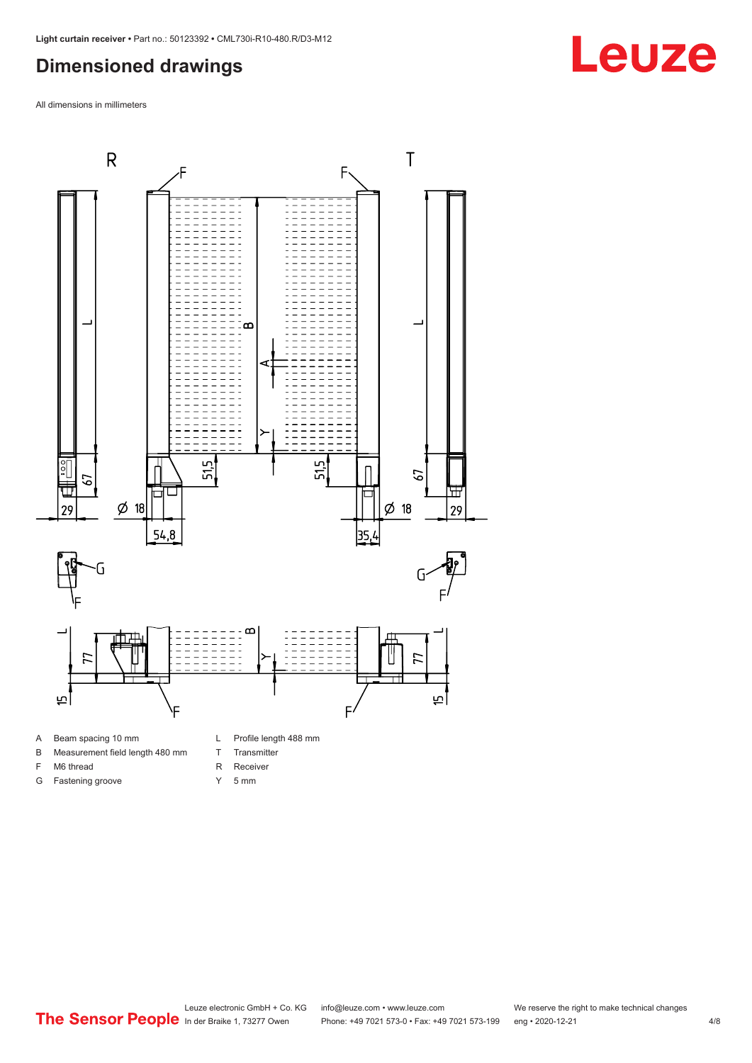## Dimensioned drawings

All dimensions in millimeters

| | | | |
|---|---|---|---|
| A | Beam spacing 10 mm | L | Profile length 488 mm |
| B | Measurement field length 480 mm | T | Transmitter |
| F | M6 thread | R | Receiver |
| G | Fastening groove | Y | 5 mm |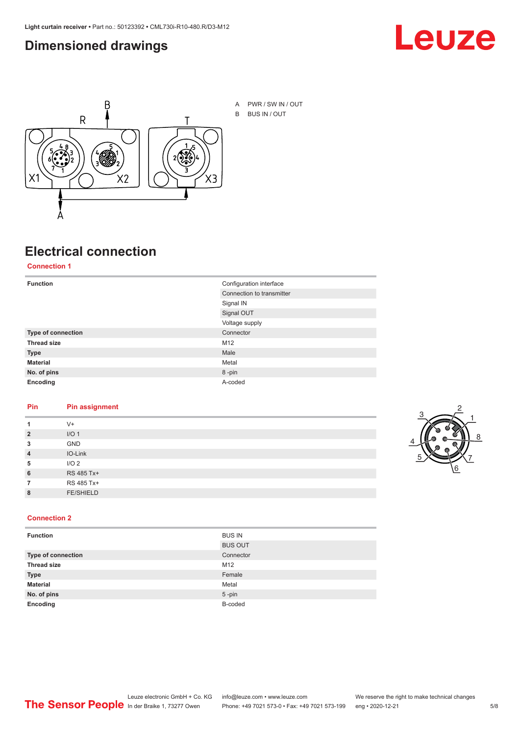## Dimensioned drawings

A PWR / SW IN / OUT

B BUS IN / OUT

## Electrical connection

### Connection 1

| Function | Configuration interface |
|---|---|
| | Connection to transmitter |
| | Signal IN |
| | Signal OUT |
| | Voltage supply |
| **Type of connection** | Connector |
| **Thread size** | M12 |
| **Type** | Male |
| **Material** | Metal |
| **No. of pins** | 8 -pin |
| **Encoding** | A-coded |

| Pin | Pin assignment |
|---|---|
| **1** | V+ |
| **2** | I/O 1 |
| **3** | GND |
| **4** | IO-Link |
| **5** | I/O 2 |
| **6** | RS 485 Tx+ |
| **7** | RS 485 Tx+ |
| **8** | FE/SHIELD |

### Connection 2

| Function | BUS IN |
|---|---|
| | BUS OUT |
| **Type of connection** | Connector |
| **Thread size** | M12 |
| **Type** | Female |
| **Material** | Metal |
| **No. of pins** | 5 -pin |
| **Encoding** | B-coded |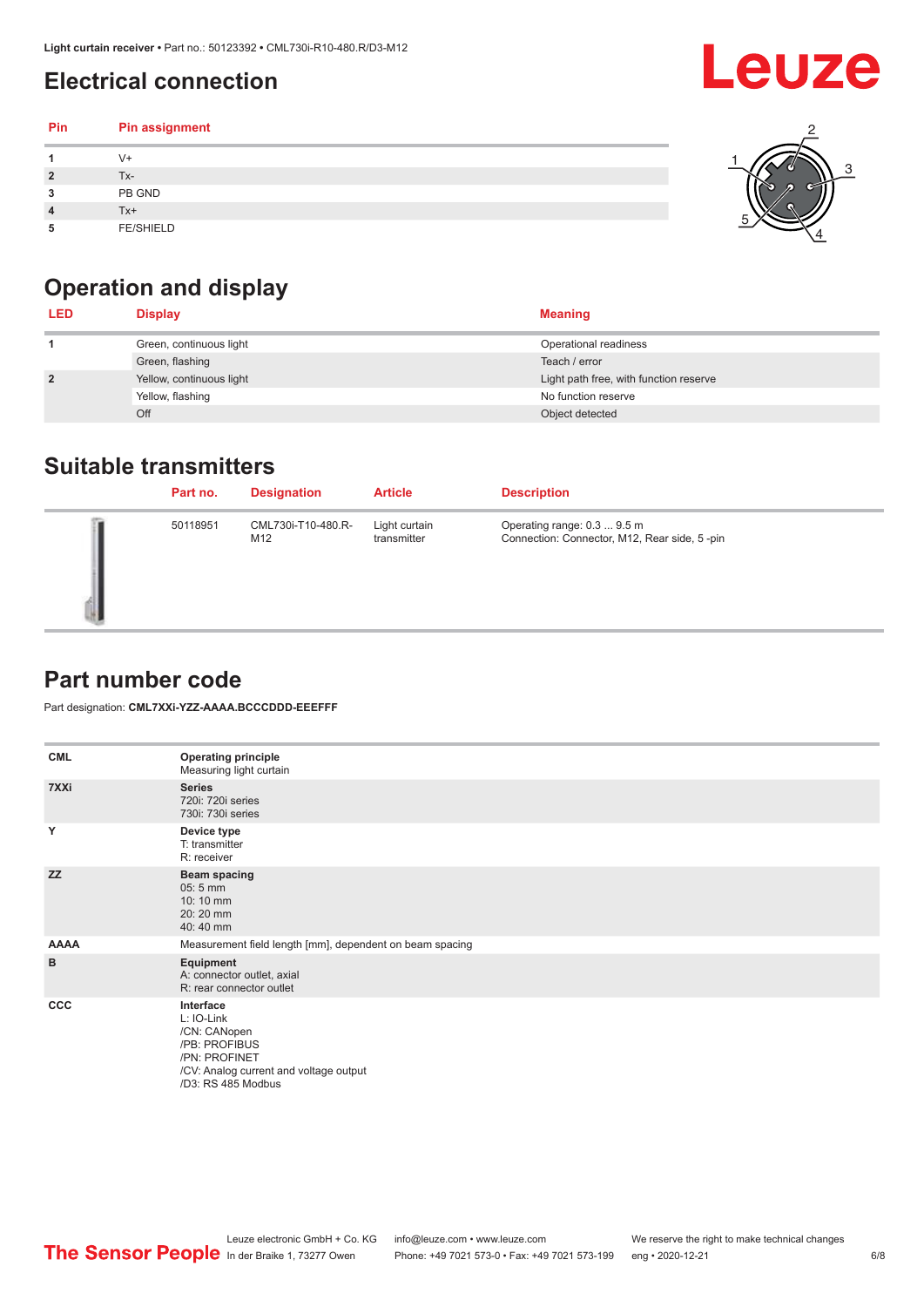## Electrical connection

| Pin | Pin assignment |
|---|---|
| 1 | V+ |
| 2 | Tx- |
| 3 | PB GND |
| 4 | Tx+ |
| 5 | FE/SHIELD |

## Operation and display

| LED | Display | Meaning |
|---|---|---|
| 1 | Green, continuous light | Operational readiness |
| | Green, flashing | Teach / error |
| 2 | Yellow, continuous light | Light path free, with function reserve |
| | Yellow, flashing | No function reserve |
| | Off | Object detected |

## Suitable transmitters

| | Part no. | Designation | Article | Description |
|---|---|---|---|---|
| | 50118951 | CML730i-T10-480.R-M12 | Light curtain transmitter | Operating range: 0.3 ... 9.5 m<br>Connection: Connector, M12, Rear side, 5 -pin |

## Part number code

Part designation: **CML7XXi-YZZ-AAAA.BCCCDDD-EEEFFF**

| | |
|---|---|
| **CML** | **Operating principle**<br>Measuring light curtain |
| **7XXi** | **Series**<br>720i: 720i series<br>730i: 730i series |
| **Y** | **Device type**<br>T: transmitter<br>R: receiver |
| **ZZ** | **Beam spacing**<br>05: 5 mm<br>10: 10 mm<br>20: 20 mm<br>40: 40 mm |
| **AAAA** | Measurement field length [mm], dependent on beam spacing |
| **B** | **Equipment**<br>A: connector outlet, axial<br>R: rear connector outlet |
| **CCC** | **Interface**<br>L: IO-Link<br>/CN: CANopen<br>/PB: PROFIBUS<br>/PN: PROFINET<br>/CV: Analog current and voltage output<br>/D3: RS 485 Modbus |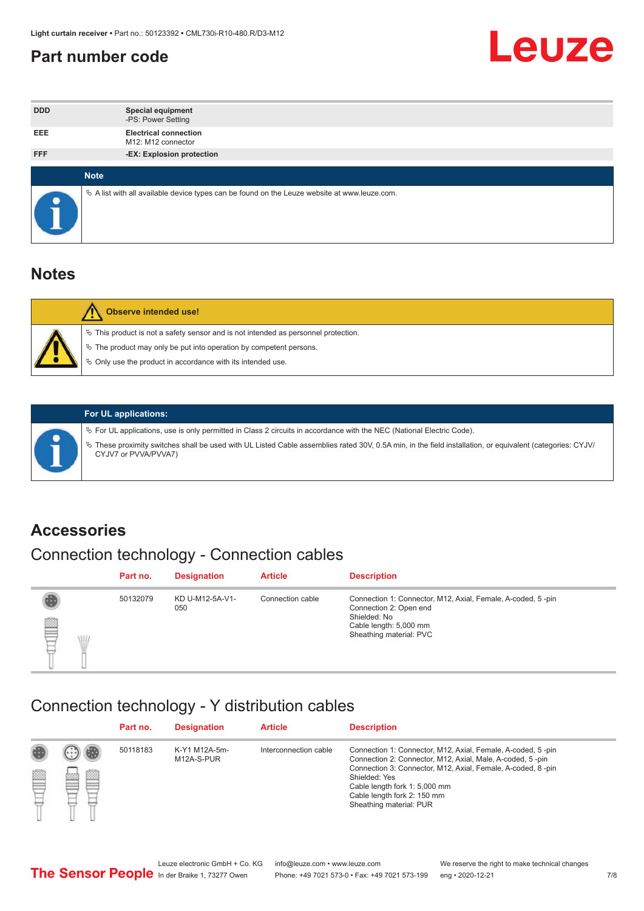## Part number code

| | |
|---|---|
| DDD | **Special equipment**<br>-PS: Power Setting |
| EEE | **Electrical connection**<br>M12: M12 connector |
| FFF | **-EX: Explosion protection** |

**Note**

- A list with all available device types can be found on the Leuze website at www.leuze.com.

## Notes

**Observe intended use!**

- This product is not a safety sensor and is not intended as personnel protection.
- The product may only be put into operation by competent persons.
- Only use the product in accordance with its intended use.

**For UL applications:**

- For UL applications, use is only permitted in Class 2 circuits in accordance with the NEC (National Electric Code).
- These proximity switches shall be used with UL Listed Cable assemblies rated 30V, 0.5A min, in the field installation, or equivalent (categories: CYJV/CYJV7 or PVVA/PVVA7)

## Accessories

### Connection technology - Connection cables

| Part no. | Designation | Article | Description |
|---|---|---|---|
| 50132079 | KD U-M12-5A-V1-050 | Connection cable | Connection 1: Connector, M12, Axial, Female, A-coded, 5 -pin<br>Connection 2: Open end<br>Shielded: No<br>Cable length: 5,000 mm<br>Sheathing material: PVC |

### Connection technology - Y distribution cables

| Part no. | Designation | Article | Description |
|---|---|---|---|
| 50118183 | K-Y1 M12A-5m-M12A-S-PUR | Interconnection cable | Connection 1: Connector, M12, Axial, Female, A-coded, 5 -pin<br>Connection 2: Connector, M12, Axial, Male, A-coded, 5 -pin<br>Connection 3: Connector, M12, Axial, Female, A-coded, 8 -pin<br>Shielded: Yes<br>Cable length fork 1: 5,000 mm<br>Cable length fork 2: 150 mm<br>Sheathing material: PUR |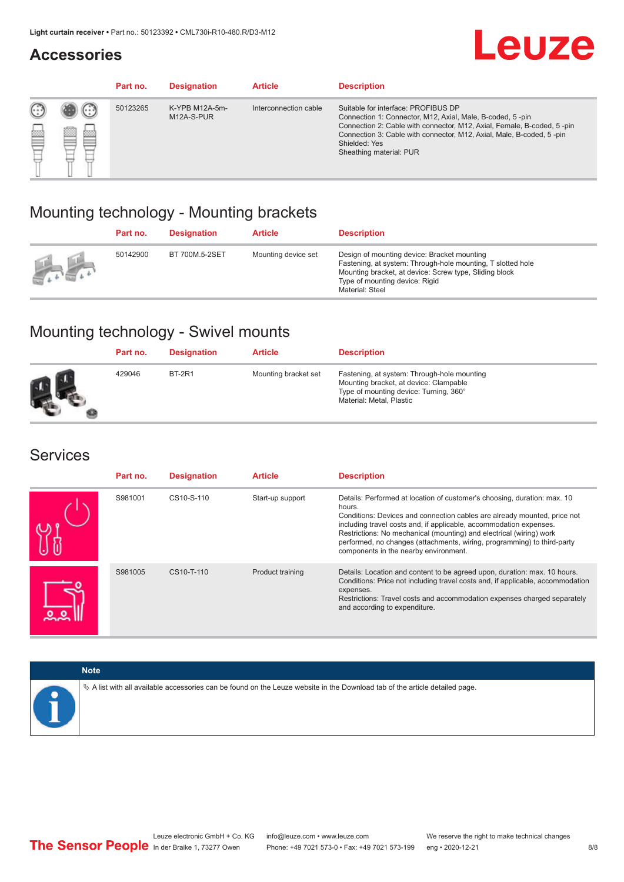## Accessories

| Part no. | Designation | Article | Description |
|---|---|---|---|
| 50123265 | K-YPB M12A-5m-M12A-S-PUR | Interconnection cable | Suitable for interface: PROFIBUS DP<br>Connection 1: Connector, M12, Axial, Male, B-coded, 5 -pin<br>Connection 2: Cable with connector, M12, Axial, Female, B-coded, 5 -pin<br>Connection 3: Cable with connector, M12, Axial, Male, B-coded, 5 -pin<br>Shielded: Yes<br>Sheathing material: PUR |

## Mounting technology - Mounting brackets

| Part no. | Designation | Article | Description |
|---|---|---|---|
| 50142900 | BT 700M.5-2SET | Mounting device set | Design of mounting device: Bracket mounting<br>Fastening, at system: Through-hole mounting, T slotted hole<br>Mounting bracket, at device: Screw type, Sliding block<br>Type of mounting device: Rigid<br>Material: Steel |

## Mounting technology - Swivel mounts

| Part no. | Designation | Article | Description |
|---|---|---|---|
| 429046 | BT-2R1 | Mounting bracket set | Fastening, at system: Through-hole mounting<br>Mounting bracket, at device: Clampable<br>Type of mounting device: Turning, 360°<br>Material: Metal, Plastic |

## Services

| Part no. | Designation | Article | Description |
|---|---|---|---|
| S981001 | CS10-S-110 | Start-up support | Details: Performed at location of customer's choosing, duration: max. 10 hours.<br>Conditions: Devices and connection cables are already mounted, price not including travel costs and, if applicable, accommodation expenses.<br>Restrictions: No mechanical (mounting) and electrical (wiring) work performed, no changes (attachments, wiring, programming) to third-party components in the nearby environment. |
| S981005 | CS10-T-110 | Product training | Details: Location and content to be agreed upon, duration: max. 10 hours.<br>Conditions: Price not including travel costs and, if applicable, accommodation expenses.<br>Restrictions: Travel costs and accommodation expenses charged separately and according to expenditure. |

**Note**

✎ A list with all available accessories can be found on the Leuze website in the Download tab of the article detailed page.